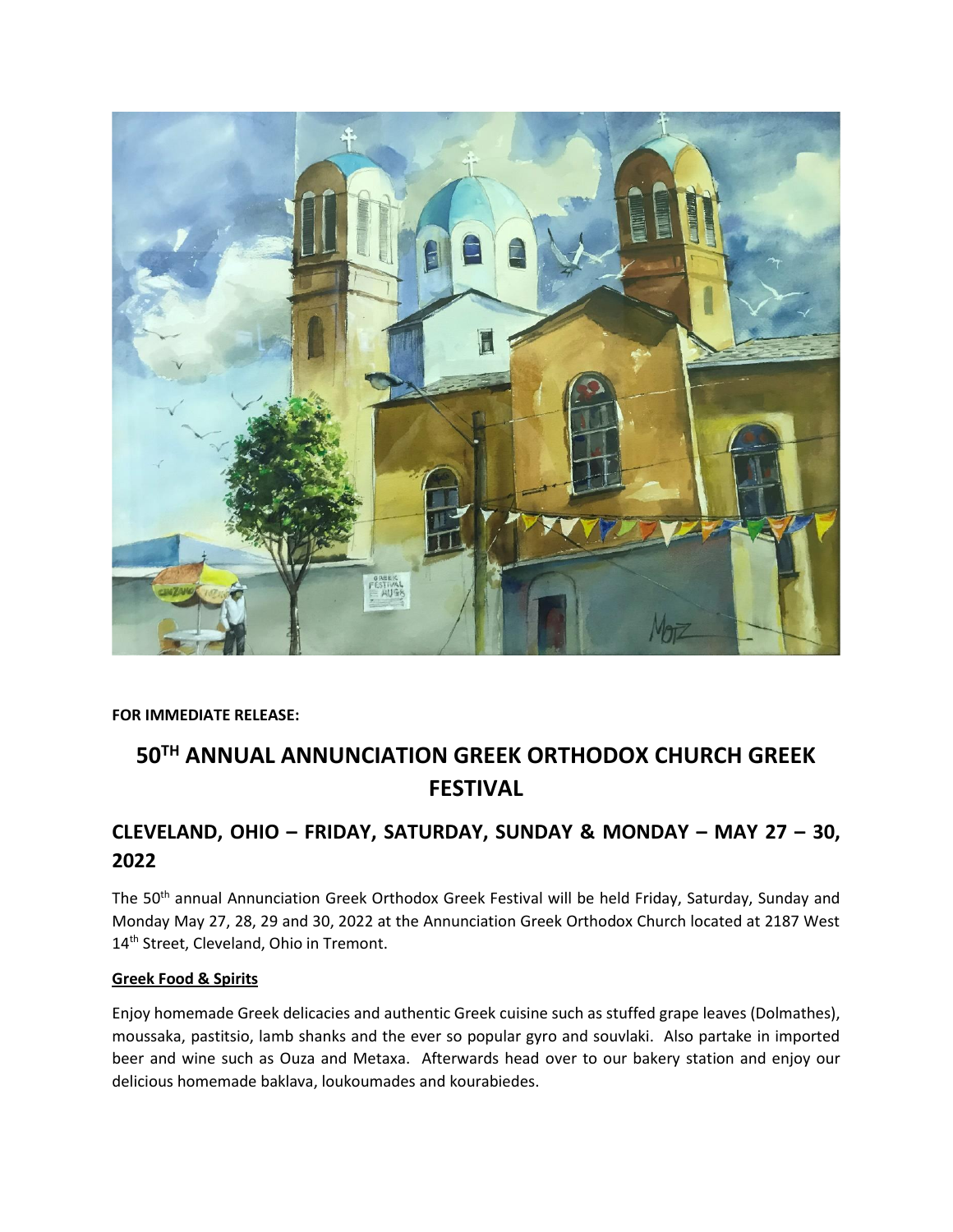**FOR IMMEDIATE RELEASE:**

# 50TH ANNUAL ANNUNCIATION GREEK ORTHODOX CHURCH GREEK FESTIVAL

## CLEVELAND, OHIO – FRIDAY, SATURDAY, SUNDAY & MONDAY – MAY 27 – 30, 2022

The 50th annual Annunciation Greek Orthodox Greek Festival will be held Friday, Saturday, Sunday and Monday May 27, 28, 29 and 30, 2022 at the Annunciation Greek Orthodox Church located at 2187 West 14th Street, Cleveland, Ohio in Tremont.

### Greek Food & Spirits

Enjoy homemade Greek delicacies and authentic Greek cuisine such as stuffed grape leaves (Dolmathes), moussaka, pastitsio, lamb shanks and the ever so popular gyro and souvlaki. Also partake in imported beer and wine such as Ouza and Metaxa. Afterwards head over to our bakery station and enjoy our delicious homemade baklava, loukoumades and kourabiedes.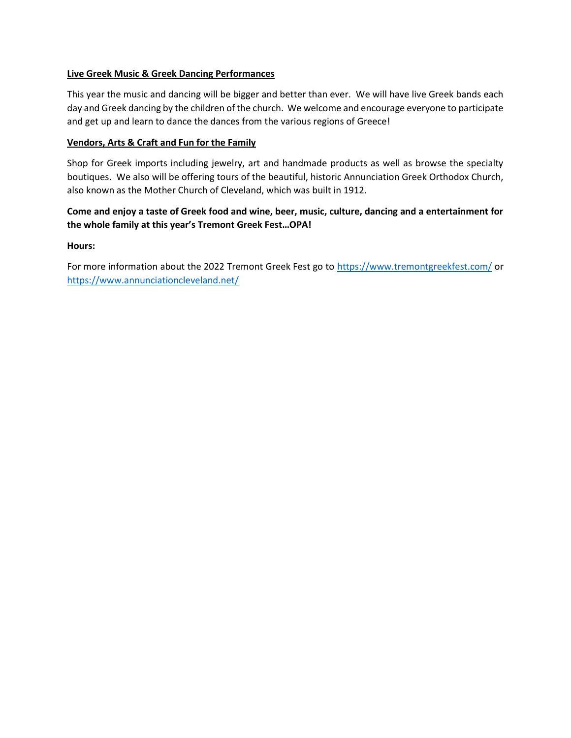**Live Greek Music & Greek Dancing Performances**

This year the music and dancing will be bigger and better than ever. We will have live Greek bands each day and Greek dancing by the children of the church. We welcome and encourage everyone to participate and get up and learn to dance the dances from the various regions of Greece!

**Vendors, Arts & Craft and Fun for the Family**

Shop for Greek imports including jewelry, art and handmade products as well as browse the specialty boutiques. We also will be offering tours of the beautiful, historic Annunciation Greek Orthodox Church, also known as the Mother Church of Cleveland, which was built in 1912.

**Come and enjoy a taste of Greek food and wine, beer, music, culture, dancing and a entertainment for the whole family at this year's Tremont Greek Fest…OPA!**

**Hours:**

For more information about the 2022 Tremont Greek Fest go to https://www.tremontgreekfest.com/ or https://www.annunciationcleveland.net/